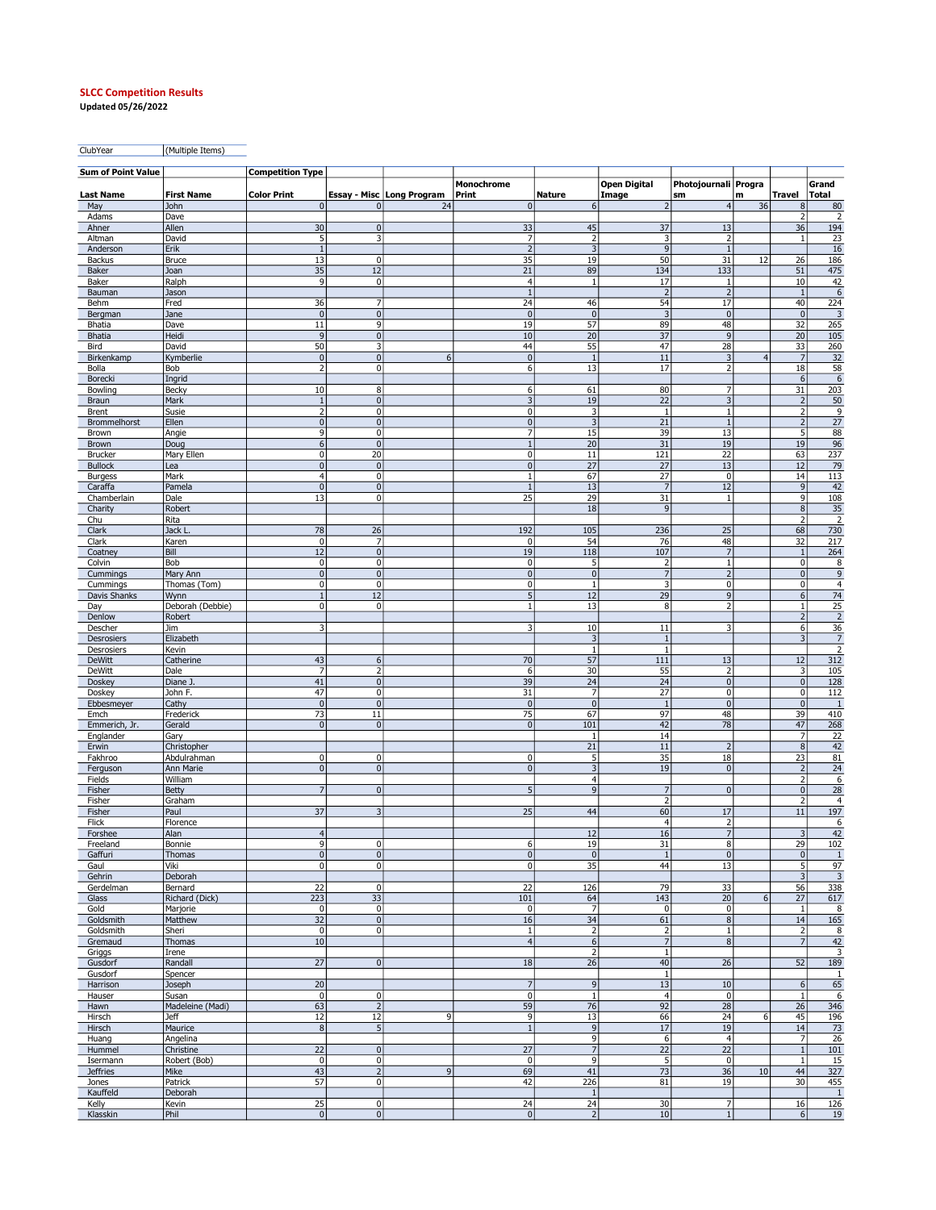**SLCC Competition Results**

**Updated 05/26/2022**

| ClubYear | (Multiple Items) |
|---|---|

| Sum of Point Value | | Competition Type | | | | | | | | | |
|---|---|---|---|---|---|---|---|---|---|---|---|
| Last Name | First Name | Color Print | Essay - Misc | Long Program | Monochrome Print | Nature | Open Digital Image | Photojournalism | Program | Travel | Grand Total |
| May | John | 0 | 0 | 24 | 0 | 6 | 2 | 4 | 36 | 8 | 80 |
| Adams | Dave | | | | | | | | | 2 | 2 |
| Ahner | Allen | 30 | 0 | | 33 | 45 | 37 | 13 | | 36 | 194 |
| Altman | David | 5 | 3 | | 7 | 2 | 3 | 2 | | 1 | 23 |
| Anderson | Erik | 1 | | | 2 | 3 | 9 | 1 | | | 16 |
| Backus | Bruce | 13 | 0 | | 35 | 19 | 50 | 31 | 12 | 26 | 186 |
| Baker | Joan | 35 | 12 | | 21 | 89 | 134 | 133 | | 51 | 475 |
| Baker | Ralph | 9 | 0 | | 4 | 1 | 17 | 1 | | 10 | 42 |
| Bauman | Jason | | | | 1 | | 2 | 2 | | 1 | 6 |
| Behm | Fred | 36 | 7 | | 24 | 46 | 54 | 17 | | 40 | 224 |
| Bergman | Jane | 0 | 0 | | 0 | 0 | 3 | 0 | | 0 | 3 |
| Bhatia | Dave | 11 | 9 | | 19 | 57 | 89 | 48 | | 32 | 265 |
| Bhatia | Heidi | 9 | 0 | | 10 | 20 | 37 | 9 | | 20 | 105 |
| Bird | David | 50 | 3 | | 44 | 55 | 47 | 28 | | 33 | 260 |
| Birkenkamp | Kymberlie | 0 | 0 | 6 | 0 | 1 | 11 | 3 | 4 | 7 | 32 |
| Bolla | Bob | 2 | 0 | | 6 | 13 | 17 | 2 | | 18 | 58 |
| Borecki | Ingrid | | | | | | | | | 6 | 6 |
| Bowling | Becky | 10 | 8 | | 6 | 61 | 80 | 7 | | 31 | 203 |
| Braun | Mark | 1 | 0 | | 3 | 19 | 22 | 3 | | 2 | 50 |
| Brent | Susie | 2 | 0 | | 0 | 3 | 1 | 1 | | 2 | 9 |
| Brommelhorst | Ellen | 0 | 0 | | 0 | 3 | 21 | 1 | | 2 | 27 |
| Brown | Angie | 9 | 0 | | 7 | 15 | 39 | 13 | | 5 | 88 |
| Brown | Doug | 6 | 0 | | 1 | 20 | 31 | 19 | | 19 | 96 |
| Brucker | Mary Ellen | 0 | 20 | | 0 | 11 | 121 | 22 | | 63 | 237 |
| Bullock | Lea | 0 | 0 | | 0 | 27 | 27 | 13 | | 12 | 79 |
| Burgess | Mark | 4 | 0 | | 1 | 67 | 27 | 0 | | 14 | 113 |
| Caraffa | Pamela | 0 | 0 | | 1 | 13 | 7 | 12 | | 9 | 42 |
| Chamberlain | Dale | 13 | 0 | | 25 | 29 | 31 | 1 | | 9 | 108 |
| Charity | Robert | | | | | 18 | 9 | | | 8 | 35 |
| Chu | Rita | | | | | | | | | 2 | 2 |
| Clark | Jack L. | 78 | 26 | | 192 | 105 | 236 | 25 | | 68 | 730 |
| Clark | Karen | 0 | 7 | | 0 | 54 | 76 | 48 | | 32 | 217 |
| Coatney | Bill | 12 | 0 | | 19 | 118 | 107 | 7 | | 1 | 264 |
| Colvin | Bob | 0 | 0 | | 0 | 5 | 2 | 1 | | 0 | 8 |
| Cummings | Mary Ann | 0 | 0 | | 0 | 0 | 7 | 2 | | 0 | 9 |
| Cummings | Thomas (Tom) | 0 | 0 | | 0 | 1 | 3 | 0 | | 0 | 4 |
| Davis Shanks | Wynn | 1 | 12 | | 5 | 12 | 29 | 9 | | 6 | 74 |
| Day | Deborah (Debbie) | 0 | 0 | | 1 | 13 | 8 | 2 | | 1 | 25 |
| Denlow | Robert | | | | | | | | | 2 | 2 |
| Descher | Jim | 3 | | | 3 | 10 | 11 | 3 | | 6 | 36 |
| Desrosiers | Elizabeth | | | | | 3 | 1 | | | 3 | 7 |
| Desrosiers | Kevin | | | | | 1 | 1 | | | | 2 |
| DeWitt | Catherine | 43 | 6 | | 70 | 57 | 111 | 13 | | 12 | 312 |
| DeWitt | Dale | 7 | 2 | | 6 | 30 | 55 | 2 | | 3 | 105 |
| Doskey | Diane J. | 41 | 0 | | 39 | 24 | 24 | 0 | | 0 | 128 |
| Doskey | John F. | 47 | 0 | | 31 | 7 | 27 | 0 | | 0 | 112 |
| Ebbesmeyer | Cathy | 0 | 0 | | 0 | 0 | 1 | 0 | | 0 | 1 |
| Emch | Frederick | 73 | 11 | | 75 | 67 | 97 | 48 | | 39 | 410 |
| Emmerich, Jr. | Gerald | 0 | 0 | | 0 | 101 | 42 | 78 | | 47 | 268 |
| Englander | Gary | | | | | 1 | 14 | | | 7 | 22 |
| Erwin | Christopher | | | | | 21 | 11 | 2 | | 8 | 42 |
| Fakhroo | Abdulrahman | 0 | 0 | | 0 | 5 | 35 | 18 | | 23 | 81 |
| Ferguson | Ann Marie | 0 | 0 | | 0 | 3 | 19 | 0 | | 2 | 24 |
| Fields | William | | | | | 4 | | | | 2 | 6 |
| Fisher | Betty | 7 | 0 | | 5 | 9 | 7 | 0 | | 0 | 28 |
| Fisher | Graham | | | | | | 2 | | | 2 | 4 |
| Fisher | Paul | 37 | 3 | | 25 | 44 | 60 | 17 | | 11 | 197 |
| Flick | Florence | | | | | | 4 | 2 | | | 6 |
| Forshee | Alan | 4 | | | | 12 | 16 | 7 | | 3 | 42 |
| Freeland | Bonnie | 9 | 0 | | 6 | 19 | 31 | 8 | | 29 | 102 |
| Gaffuri | Thomas | 0 | 0 | | 0 | 0 | 1 | 0 | | 0 | 1 |
| Gaul | Viki | 0 | 0 | | 0 | 35 | 44 | 13 | | 5 | 97 |
| Gehrin | Deborah | | | | | | | | | 3 | 3 |
| Gerdelman | Bernard | 22 | 0 | | 22 | 126 | 79 | 33 | | 56 | 338 |
| Glass | Richard (Dick) | 223 | 33 | | 101 | 64 | 143 | 20 | 6 | 27 | 617 |
| Gold | Marjorie | 0 | 0 | | 0 | 7 | 0 | 0 | | 1 | 8 |
| Goldsmith | Matthew | 32 | 0 | | 16 | 34 | 61 | 8 | | 14 | 165 |
| Goldsmith | Sheri | 0 | 0 | | 1 | 2 | 2 | 1 | | 2 | 8 |
| Gremaud | Thomas | 10 | | | 4 | 6 | 7 | 8 | | 7 | 42 |
| Griggs | Irene | | | | | 2 | 1 | | | | 3 |
| Gusdorf | Randall | 27 | 0 | | 18 | 26 | 40 | 26 | | 52 | 189 |
| Gusdorf | Spencer | | | | | | 1 | | | | 1 |
| Harrison | Joseph | 20 | | | 7 | 9 | 13 | 10 | | 6 | 65 |
| Hauser | Susan | 0 | 0 | | 0 | 1 | 4 | 0 | | 1 | 6 |
| Hawn | Madeleine (Madi) | 63 | 2 | | 59 | 76 | 92 | 28 | | 26 | 346 |
| Hirsch | Jeff | 12 | 12 | 9 | 9 | 13 | 66 | 24 | 6 | 45 | 196 |
| Hirsch | Maurice | 8 | 5 | | 1 | 9 | 17 | 19 | | 14 | 73 |
| Huang | Angelina | | | | | 9 | 6 | 4 | | 7 | 26 |
| Hummel | Christine | 22 | 0 | | 27 | 7 | 22 | 22 | | 1 | 101 |
| Isermann | Robert (Bob) | 0 | 0 | | 0 | 9 | 5 | 0 | | 1 | 15 |
| Jeffries | Mike | 43 | 2 | 9 | 69 | 41 | 73 | 36 | 10 | 44 | 327 |
| Jones | Patrick | 57 | 0 | | 42 | 226 | 81 | 19 | | 30 | 455 |
| Kauffeld | Deborah | | | | | 1 | | | | | 1 |
| Kelly | Kevin | 25 | 0 | | 24 | 24 | 30 | 7 | | 16 | 126 |
| Klasskin | Phil | 0 | 0 | | 0 | 2 | 10 | 1 | | 6 | 19 |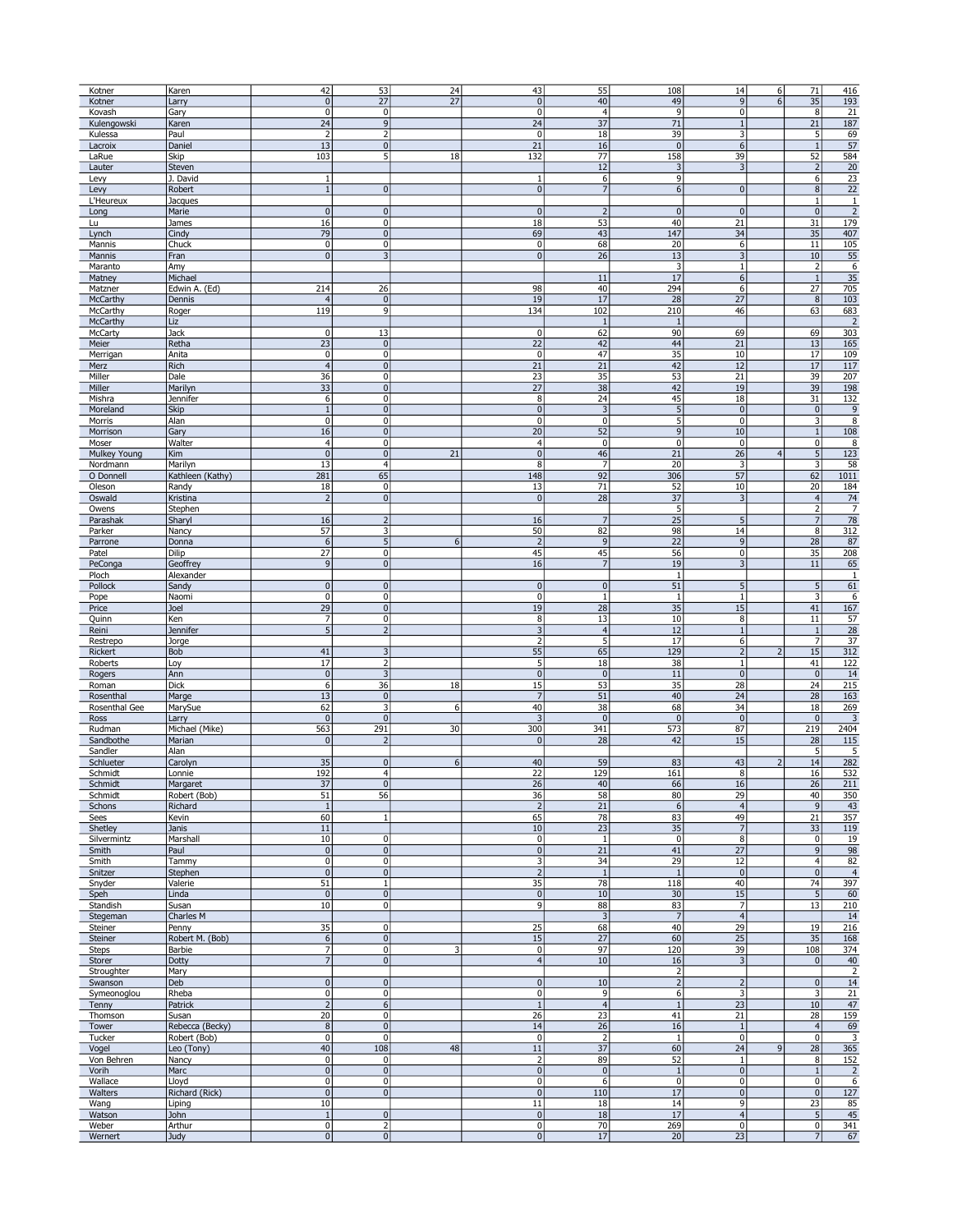| | | | | | | | | | | | |
|---|---|---|---|---|---|---|---|---|---|---|---|
| Kotner | Karen | 42 | 53 | 24 | 43 | 55 | 108 | 14 | 6 | 71 | 416 |
| Kotner | Larry | 0 | 27 | 27 | 0 | 40 | 49 | 9 | 6 | 35 | 193 |
| Kovash | Gary | 0 | 0 | | 0 | 4 | 9 | 0 | | 8 | 21 |
| Kulengowski | Karen | 24 | 9 | | 24 | 37 | 71 | 1 | | 21 | 187 |
| Kulessa | Paul | 2 | 2 | | 0 | 18 | 39 | 3 | | 5 | 69 |
| Lacroix | Daniel | 13 | 0 | | 21 | 16 | 0 | 6 | | 1 | 57 |
| LaRue | Skip | 103 | 5 | 18 | 132 | 77 | 158 | 39 | | 52 | 584 |
| Lauter | Steven | | | | | 12 | 3 | 3 | | 2 | 20 |
| Levy | J. David | 1 | | | 1 | 6 | 9 | | | 6 | 23 |
| Levy | Robert | 1 | 0 | | 0 | 7 | 6 | 0 | | 8 | 22 |
| L'Heureux | Jacques | | | | | | | | | 1 | 1 |
| Long | Marie | 0 | 0 | | 0 | 2 | 0 | 0 | | 0 | 2 |
| Lu | James | 16 | 0 | | 18 | 53 | 40 | 21 | | 31 | 179 |
| Lynch | Cindy | 79 | 0 | | 69 | 43 | 147 | 34 | | 35 | 407 |
| Mannis | Chuck | 0 | 0 | | 0 | 68 | 20 | 6 | | 11 | 105 |
| Mannis | Fran | 0 | 3 | | 0 | 26 | 13 | 3 | | 10 | 55 |
| Maranto | Amy | | | | | | 3 | 1 | | 2 | 6 |
| Matney | Michael | | | | | 11 | 17 | 6 | | 1 | 35 |
| Matzner | Edwin A. (Ed) | 214 | 26 | | 98 | 40 | 294 | 6 | | 27 | 705 |
| McCarthy | Dennis | 4 | 0 | | 19 | 17 | 28 | 27 | | 8 | 103 |
| McCarthy | Roger | 119 | 9 | | 134 | 102 | 210 | 46 | | 63 | 683 |
| McCarthy | Liz | | | | | 1 | 1 | | | | 2 |
| McCarty | Jack | 0 | 13 | | 0 | 62 | 90 | 69 | | 69 | 303 |
| Meier | Retha | 23 | 0 | | 22 | 42 | 44 | 21 | | 13 | 165 |
| Merrigan | Anita | 0 | 0 | | 0 | 47 | 35 | 10 | | 17 | 109 |
| Merz | Rich | 4 | 0 | | 21 | 21 | 42 | 12 | | 17 | 117 |
| Miller | Dale | 36 | 0 | | 23 | 35 | 53 | 21 | | 39 | 207 |
| Miller | Marilyn | 33 | 0 | | 27 | 38 | 42 | 19 | | 39 | 198 |
| Mishra | Jennifer | 6 | 0 | | 8 | 24 | 45 | 18 | | 31 | 132 |
| Moreland | Skip | 1 | 0 | | 0 | 3 | 5 | 0 | | 0 | 9 |
| Morris | Alan | 0 | 0 | | 0 | 0 | 5 | 0 | | 3 | 8 |
| Morrison | Gary | 16 | 0 | | 20 | 52 | 9 | 10 | | 1 | 108 |
| Moser | Walter | 4 | 0 | | 4 | 0 | 0 | 0 | | 0 | 8 |
| Mulkey Young | Kim | 0 | 0 | 21 | 0 | 46 | 21 | 26 | 4 | 5 | 123 |
| Nordmann | Marilyn | 13 | 4 | | 8 | 7 | 20 | 3 | | 3 | 58 |
| O Donnell | Kathleen (Kathy) | 281 | 65 | | 148 | 92 | 306 | 57 | | 62 | 1011 |
| Oleson | Randy | 18 | 0 | | 13 | 71 | 52 | 10 | | 20 | 184 |
| Oswald | Kristina | 2 | 0 | | 0 | 28 | 37 | 3 | | 4 | 74 |
| Owens | Stephen | | | | | | 5 | | | 2 | 7 |
| Parashak | Sharyl | 16 | 2 | | 16 | 7 | 25 | 5 | | 7 | 78 |
| Parker | Nancy | 57 | 3 | | 50 | 82 | 98 | 14 | | 8 | 312 |
| Parrone | Donna | 6 | 5 | 6 | 2 | 9 | 22 | 9 | | 28 | 87 |
| Patel | Dilip | 27 | 0 | | 45 | 45 | 56 | 0 | | 35 | 208 |
| PeConga | Geoffrey | 9 | 0 | | 16 | 7 | 19 | 3 | | 11 | 65 |
| Ploch | Alexander | | | | | | 1 | | | | 1 |
| Pollock | Sandy | 0 | 0 | | 0 | 0 | 51 | 5 | | 5 | 61 |
| Pope | Naomi | 0 | 0 | | 0 | 1 | 1 | 1 | | 3 | 6 |
| Price | Joel | 29 | 0 | | 19 | 28 | 35 | 15 | | 41 | 167 |
| Quinn | Ken | 7 | 0 | | 8 | 13 | 10 | 8 | | 11 | 57 |
| Reini | Jennifer | 5 | 2 | | 3 | 4 | 12 | 1 | | 1 | 28 |
| Restrepo | Jorge | | | | 2 | 5 | 17 | 6 | | 7 | 37 |
| Rickert | Bob | 41 | 3 | | 55 | 65 | 129 | 2 | 2 | 15 | 312 |
| Roberts | Loy | 17 | 2 | | 5 | 18 | 38 | 1 | | 41 | 122 |
| Rogers | Ann | 0 | 3 | | 0 | 0 | 11 | 0 | | 0 | 14 |
| Roman | Dick | 6 | 36 | 18 | 15 | 53 | 35 | 28 | | 24 | 215 |
| Rosenthal | Marge | 13 | 0 | | 7 | 51 | 40 | 24 | | 28 | 163 |
| Rosenthal Gee | MarySue | 62 | 3 | 6 | 40 | 38 | 68 | 34 | | 18 | 269 |
| Ross | Larry | 0 | 0 | | 3 | 0 | 0 | 0 | | 0 | 3 |
| Rudman | Michael (Mike) | 563 | 291 | 30 | 300 | 341 | 573 | 87 | | 219 | 2404 |
| Sandbothe | Marian | 0 | 2 | | 0 | 28 | 42 | 15 | | 28 | 115 |
| Sandler | Alan | | | | | | | | | 5 | 5 |
| Schlueter | Carolyn | 35 | 0 | 6 | 40 | 59 | 83 | 43 | 2 | 14 | 282 |
| Schmidt | Lonnie | 192 | 4 | | 22 | 129 | 161 | 8 | | 16 | 532 |
| Schmidt | Margaret | 37 | 0 | | 26 | 40 | 66 | 16 | | 26 | 211 |
| Schmidt | Robert (Bob) | 51 | 56 | | 36 | 58 | 80 | 29 | | 40 | 350 |
| Schons | Richard | 1 | | | 2 | 21 | 6 | 4 | | 9 | 43 |
| Sees | Kevin | 60 | 1 | | 65 | 78 | 83 | 49 | | 21 | 357 |
| Shetley | Janis | 11 | | | 10 | 23 | 35 | 7 | | 33 | 119 |
| Silvermintz | Marshall | 10 | 0 | | 0 | 1 | 0 | 8 | | 0 | 19 |
| Smith | Paul | 0 | 0 | | 0 | 21 | 41 | 27 | | 9 | 98 |
| Smith | Tammy | 0 | 0 | | 3 | 34 | 29 | 12 | | 4 | 82 |
| Snitzer | Stephen | 0 | 0 | | 2 | 1 | 1 | 0 | | 0 | 4 |
| Snyder | Valerie | 51 | 1 | | 35 | 78 | 118 | 40 | | 74 | 397 |
| Speh | Linda | 0 | 0 | | 0 | 10 | 30 | 15 | | 5 | 60 |
| Standish | Susan | 10 | 0 | | 9 | 88 | 83 | 7 | | 13 | 210 |
| Stegeman | Charles M | | | | | 3 | 7 | 4 | | | 14 |
| Steiner | Penny | 35 | 0 | | 25 | 68 | 40 | 29 | | 19 | 216 |
| Steiner | Robert M. (Bob) | 6 | 0 | | 15 | 27 | 60 | 25 | | 35 | 168 |
| Steps | Barbie | 7 | 0 | 3 | 0 | 97 | 120 | 39 | | 108 | 374 |
| Storer | Dotty | 7 | 0 | | 4 | 10 | 16 | 3 | | 0 | 40 |
| Stroughter | Mary | | | | | | 2 | | | | 2 |
| Swanson | Deb | 0 | 0 | | 0 | 10 | 2 | 2 | | 0 | 14 |
| Symeonoglou | Rheba | 0 | 0 | | 0 | 9 | 6 | 3 | | 3 | 21 |
| Tenny | Patrick | 2 | 6 | | 1 | 4 | 1 | 23 | | 10 | 47 |
| Thomson | Susan | 20 | 0 | | 26 | 23 | 41 | 21 | | 28 | 159 |
| Tower | Rebecca (Becky) | 8 | 0 | | 14 | 26 | 16 | 1 | | 4 | 69 |
| Tucker | Robert (Bob) | 0 | 0 | | 0 | 2 | 1 | 0 | | 0 | 3 |
| Vogel | Leo (Tony) | 40 | 108 | 48 | 11 | 37 | 60 | 24 | 9 | 28 | 365 |
| Von Behren | Nancy | 0 | 0 | | 2 | 89 | 52 | 1 | | 8 | 152 |
| Vorih | Marc | 0 | 0 | | 0 | 0 | 1 | 0 | | 1 | 2 |
| Wallace | Lloyd | 0 | 0 | | 0 | 6 | 0 | 0 | | 0 | 6 |
| Walters | Richard (Rick) | 0 | 0 | | 0 | 110 | 17 | 0 | | 0 | 127 |
| Wang | Liping | 10 | | | 11 | 18 | 14 | 9 | | 23 | 85 |
| Watson | John | 1 | 0 | | 0 | 18 | 17 | 4 | | 5 | 45 |
| Weber | Arthur | 0 | 2 | | 0 | 70 | 269 | 0 | | 0 | 341 |
| Wernert | Judy | 0 | 0 | | 0 | 17 | 20 | 23 | | 7 | 67 |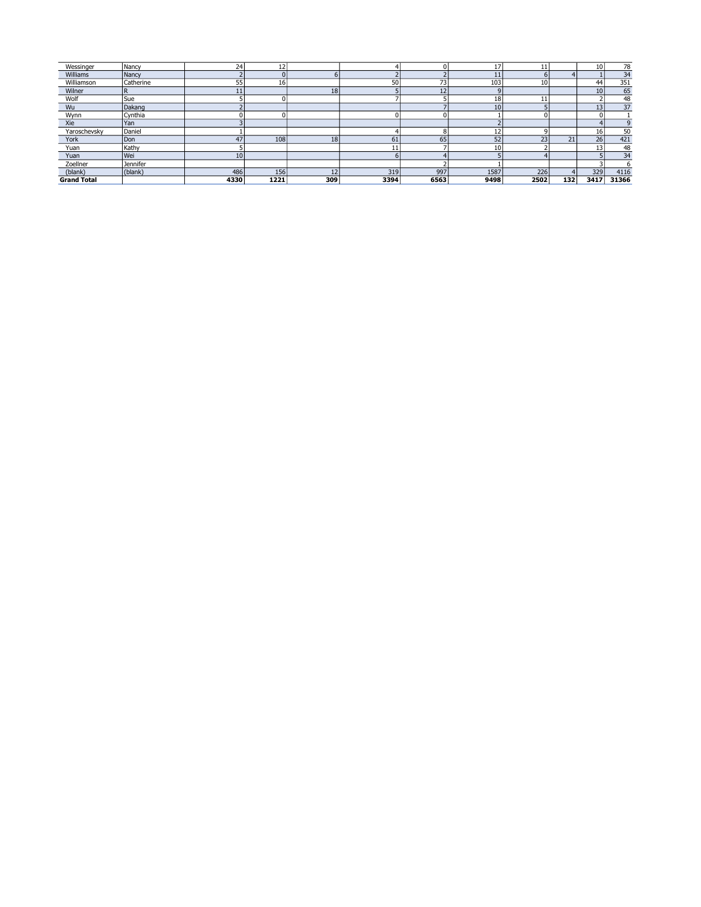| | | | | | | | | | | | |
|---|---|---|---|---|---|---|---|---|---|---|---|
| Wessinger | Nancy | 24 | 12 | | 4 | 0 | 17 | 11 | | 10 | 78 |
| Williams | Nancy | 2 | 0 | 6 | 2 | 2 | 11 | 6 | 4 | 1 | 34 |
| Williamson | Catherine | 55 | 16 | | 50 | 73 | 103 | 10 | | 44 | 351 |
| Wilner | R | 11 | | 18 | 5 | 12 | 9 | | | 10 | 65 |
| Wolf | Sue | 5 | 0 | | 7 | 5 | 18 | 11 | | 2 | 48 |
| Wu | Dakang | 2 | | | | 7 | 10 | 5 | | 13 | 37 |
| Wynn | Cynthia | 0 | 0 | | 0 | 0 | 1 | 0 | | 0 | 1 |
| Xie | Yan | 3 | | | | | 2 | | | 4 | 9 |
| Yaroschevsky | Daniel | 1 | | | 4 | 8 | 12 | 9 | | 16 | 50 |
| York | Don | 47 | 108 | 18 | 61 | 65 | 52 | 23 | 21 | 26 | 421 |
| Yuan | Kathy | 5 | | | 11 | 7 | 10 | 2 | | 13 | 48 |
| Yuan | Wei | 10 | | | 6 | 4 | 5 | 4 | | 5 | 34 |
| Zoellner | Jennifer | | | | | 2 | 1 | | | 3 | 6 |
| (blank) | (blank) | 486 | 156 | 12 | 319 | 997 | 1587 | 226 | 4 | 329 | 4116 |
| **Grand Total** | | **4330** | **1221** | **309** | **3394** | **6563** | **9498** | **2502** | **132** | **3417** | **31366** |